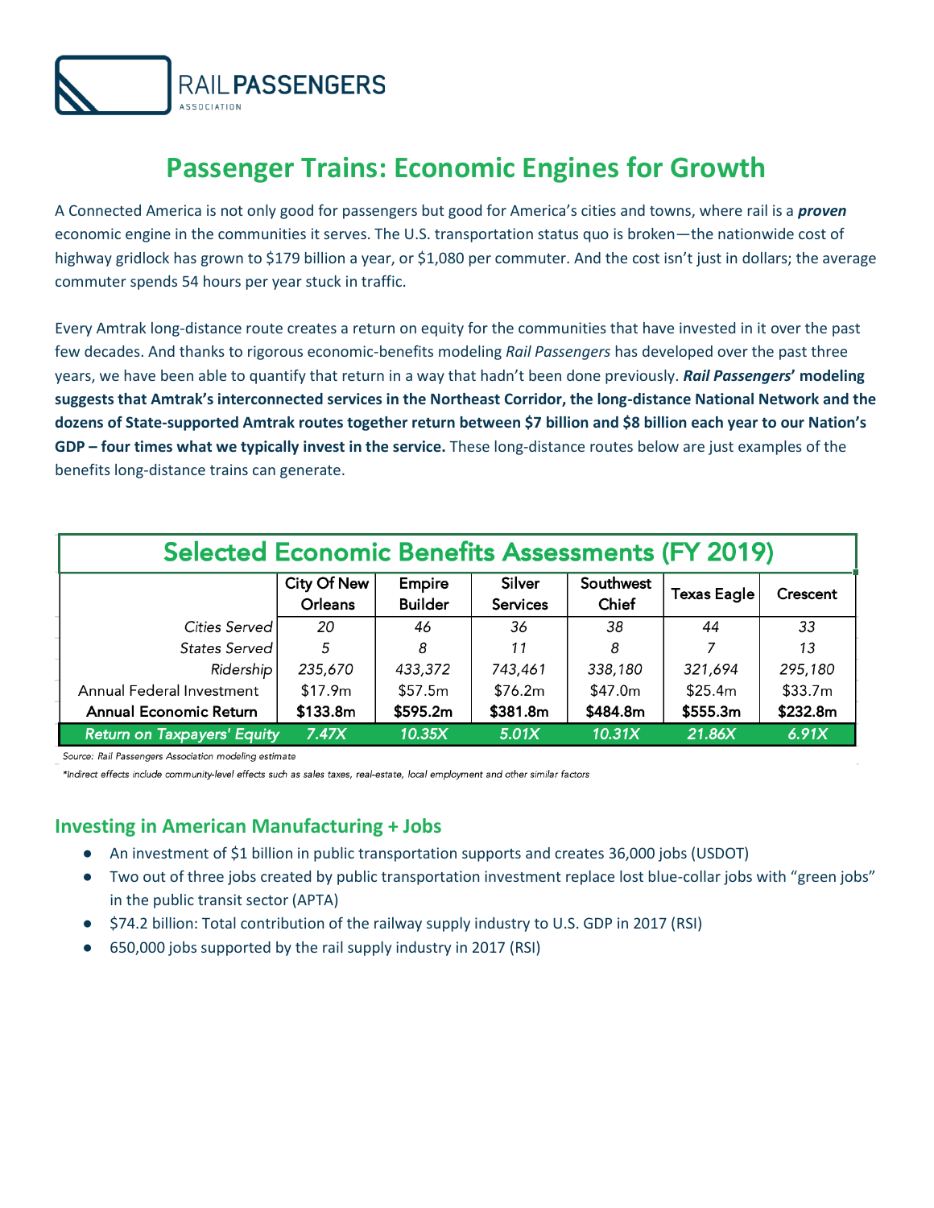RAIL PASSENGERS ASSOCIATION

# Passenger Trains: Economic Engines for Growth

A Connected America is not only good for passengers but good for America's cities and towns, where rail is a ***proven*** economic engine in the communities it serves. The U.S. transportation status quo is broken—the nationwide cost of highway gridlock has grown to $179 billion a year, or $1,080 per commuter. And the cost isn't just in dollars; the average commuter spends 54 hours per year stuck in traffic.

Every Amtrak long-distance route creates a return on equity for the communities that have invested in it over the past few decades. And thanks to rigorous economic-benefits modeling *Rail Passengers* has developed over the past three years, we have been able to quantify that return in a way that hadn't been done previously. ***Rail Passengers*'** **modeling suggests that Amtrak's interconnected services in the Northeast Corridor, the long-distance National Network and the dozens of State-supported Amtrak routes together return between $7 billion and $8 billion each year to our Nation's GDP – four times what we typically invest in the service.** These long-distance routes below are just examples of the benefits long-distance trains can generate.

## Selected Economic Benefits Assessments (FY 2019)

| | City Of New Orleans | Empire Builder | Silver Services | Southwest Chief | Texas Eagle | Crescent |
|---|---|---|---|---|---|---|
| *Cities Served* | *20* | *46* | *36* | *38* | *44* | *33* |
| *States Served* | *5* | *8* | *11* | *8* | *7* | *13* |
| *Ridership* | *235,670* | *433,372* | *743,461* | *338,180* | *321,694* | *295,180* |
| Annual Federal Investment | $17.9m | $57.5m | $76.2m | $47.0m | $25.4m | $33.7m |
| **Annual Economic Return** | **$133.8m** | **$595.2m** | **$381.8m** | **$484.8m** | **$555.3m** | **$232.8m** |
| ***Return on Taxpayers' Equity*** | ***7.47X*** | ***10.35X*** | ***5.01X*** | ***10.31X*** | ***21.86X*** | ***6.91X*** |

*Source: Rail Passengers Association modeling estimate*

*\*Indirect effects include community-level effects such as sales taxes, real-estate, local employment and other similar factors*

## Investing in American Manufacturing + Jobs

- An investment of $1 billion in public transportation supports and creates 36,000 jobs (USDOT)
- Two out of three jobs created by public transportation investment replace lost blue-collar jobs with "green jobs" in the public transit sector (APTA)
- $74.2 billion: Total contribution of the railway supply industry to U.S. GDP in 2017 (RSI)
- 650,000 jobs supported by the rail supply industry in 2017 (RSI)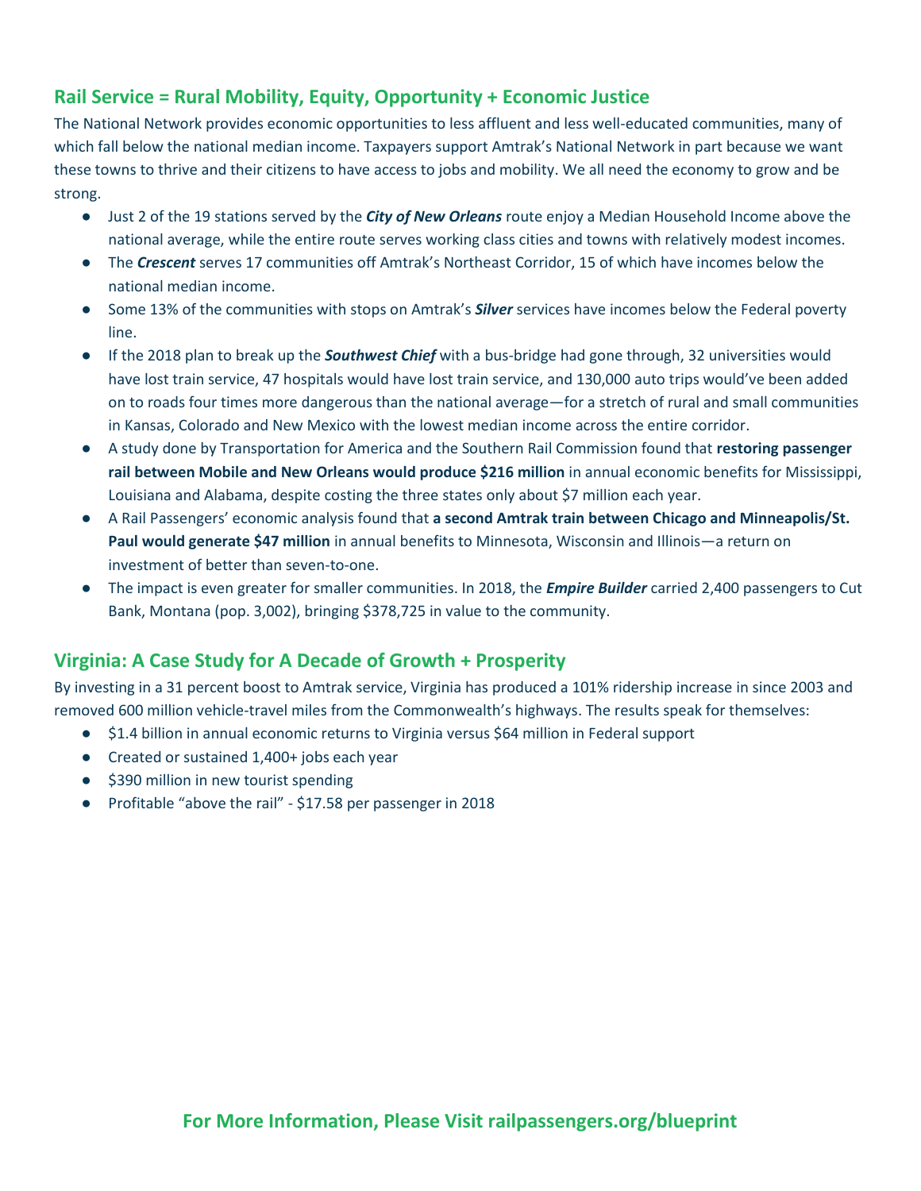## Rail Service = Rural Mobility, Equity, Opportunity + Economic Justice

The National Network provides economic opportunities to less affluent and less well-educated communities, many of which fall below the national median income. Taxpayers support Amtrak's National Network in part because we want these towns to thrive and their citizens to have access to jobs and mobility. We all need the economy to grow and be strong.

- Just 2 of the 19 stations served by the ***City of New Orleans*** route enjoy a Median Household Income above the national average, while the entire route serves working class cities and towns with relatively modest incomes.
- The ***Crescent*** serves 17 communities off Amtrak's Northeast Corridor, 15 of which have incomes below the national median income.
- Some 13% of the communities with stops on Amtrak's ***Silver*** services have incomes below the Federal poverty line.
- If the 2018 plan to break up the ***Southwest Chief*** with a bus-bridge had gone through, 32 universities would have lost train service, 47 hospitals would have lost train service, and 130,000 auto trips would've been added on to roads four times more dangerous than the national average—for a stretch of rural and small communities in Kansas, Colorado and New Mexico with the lowest median income across the entire corridor.
- A study done by Transportation for America and the Southern Rail Commission found that **restoring passenger rail between Mobile and New Orleans would produce $216 million** in annual economic benefits for Mississippi, Louisiana and Alabama, despite costing the three states only about $7 million each year.
- A Rail Passengers' economic analysis found that **a second Amtrak train between Chicago and Minneapolis/St. Paul would generate $47 million** in annual benefits to Minnesota, Wisconsin and Illinois—a return on investment of better than seven-to-one.
- The impact is even greater for smaller communities. In 2018, the ***Empire Builder*** carried 2,400 passengers to Cut Bank, Montana (pop. 3,002), bringing $378,725 in value to the community.

## Virginia: A Case Study for A Decade of Growth + Prosperity

By investing in a 31 percent boost to Amtrak service, Virginia has produced a 101% ridership increase in since 2003 and removed 600 million vehicle-travel miles from the Commonwealth's highways. The results speak for themselves:

- $1.4 billion in annual economic returns to Virginia versus $64 million in Federal support
- Created or sustained 1,400+ jobs each year
- $390 million in new tourist spending
- Profitable "above the rail" - $17.58 per passenger in 2018

**For More Information, Please Visit railpassengers.org/blueprint**